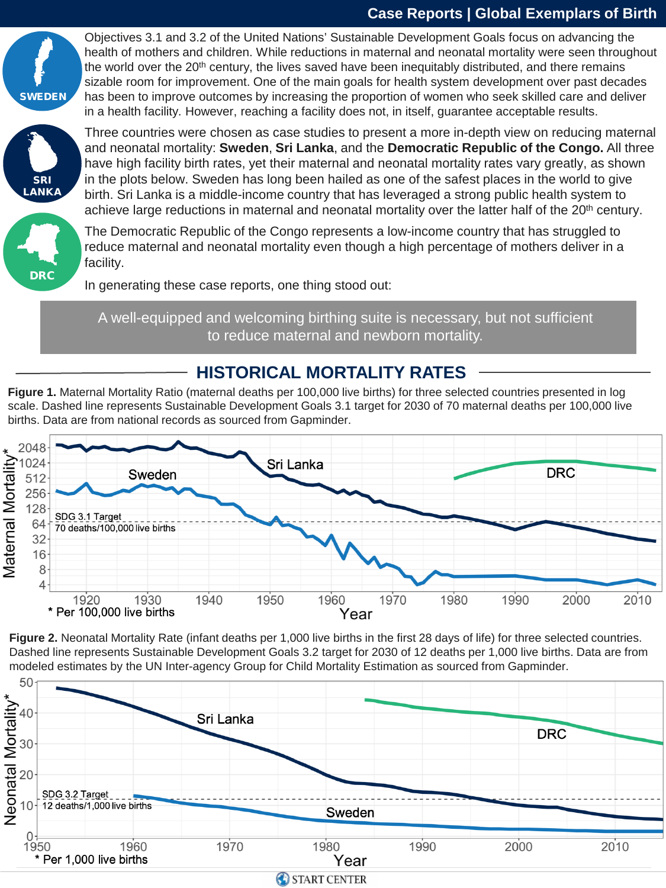# Case Reports | Global Exemplars of Birth

Objectives 3.1 and 3.2 of the United Nations' Sustainable Development Goals focus on advancing the health of mothers and children. While reductions in maternal and neonatal mortality were seen throughout the world over the 20th century, the lives saved have been inequitably distributed, and there remains sizable room for improvement. One of the main goals for health system development over past decades has been to improve outcomes by increasing the proportion of women who seek skilled care and deliver in a health facility. However, reaching a facility does not, in itself, guarantee acceptable results.

Three countries were chosen as case studies to present a more in-depth view on reducing maternal and neonatal mortality: **Sweden**, **Sri Lanka**, and the **Democratic Republic of the Congo.** All three have high facility birth rates, yet their maternal and neonatal mortality rates vary greatly, as shown in the plots below. Sweden has long been hailed as one of the safest places in the world to give birth. Sri Lanka is a middle-income country that has leveraged a strong public health system to achieve large reductions in maternal and neonatal mortality over the latter half of the 20th century.

The Democratic Republic of the Congo represents a low-income country that has struggled to reduce maternal and neonatal mortality even though a high percentage of mothers deliver in a facility.

In generating these case reports, one thing stood out:

> A well-equipped and welcoming birthing suite is necessary, but not sufficient to reduce maternal and newborn mortality.

## HISTORICAL MORTALITY RATES

**Figure 1.** Maternal Mortality Ratio (maternal deaths per 100,000 live births) for three selected countries presented in log scale. Dashed line represents Sustainable Development Goals 3.1 target for 2030 of 70 maternal deaths per 100,000 live births. Data are from national records as sourced from Gapminder.

**Figure 2.** Neonatal Mortality Rate (infant deaths per 1,000 live births in the first 28 days of life) for three selected countries. Dashed line represents Sustainable Development Goals 3.2 target for 2030 of 12 deaths per 1,000 live births. Data are from modeled estimates by the UN Inter-agency Group for Child Mortality Estimation as sourced from Gapminder.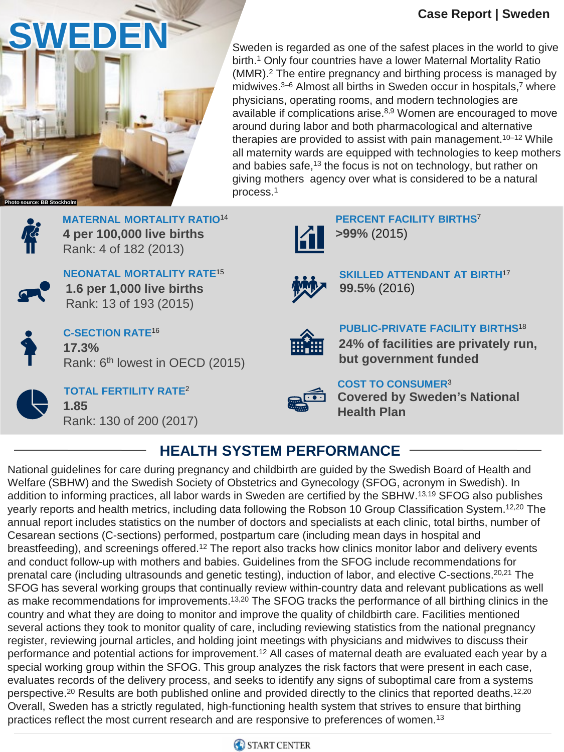Case Report | Sweden

# SWEDEN

Photo source: BB Stockholm

Sweden is regarded as one of the safest places in the world to give birth.[1] Only four countries have a lower Maternal Mortality Ratio (MMR).[2] The entire pregnancy and birthing process is managed by midwives.[3–6] Almost all births in Sweden occur in hospitals,[7] where physicians, operating rooms, and modern technologies are available if complications arise.[8,9] Women are encouraged to move around during labor and both pharmacological and alternative therapies are provided to assist with pain management.[10–12] While all maternity wards are equipped with technologies to keep mothers and babies safe,[13] the focus is not on technology, but rather on giving mothers agency over what is considered to be a natural process.[1]

**MATERNAL MORTALITY RATIO**[14]
**4 per 100,000 live births**
Rank: 4 of 182 (2013)

**NEONATAL MORTALITY RATE**[15]
**1.6 per 1,000 live births**
Rank: 13 of 193 (2015)

**C-SECTION RATE**[16]
**17.3%**
Rank: 6th lowest in OECD (2015)

**TOTAL FERTILITY RATE**[2]
**1.85**
Rank: 130 of 200 (2017)

**PERCENT FACILITY BIRTHS**[7]
**>99%** (2015)

**SKILLED ATTENDANT AT BIRTH**[17]
**99.5%** (2016)

**PUBLIC-PRIVATE FACILITY BIRTHS**[18]
**24% of facilities are privately run, but government funded**

**COST TO CONSUMER**[3]
**Covered by Sweden's National Health Plan**

## HEALTH SYSTEM PERFORMANCE

National guidelines for care during pregnancy and childbirth are guided by the Swedish Board of Health and Welfare (SBHW) and the Swedish Society of Obstetrics and Gynecology (SFOG, acronym in Swedish). In addition to informing practices, all labor wards in Sweden are certified by the SBHW.[13,19] SFOG also publishes yearly reports and health metrics, including data following the Robson 10 Group Classification System.[12,20] The annual report includes statistics on the number of doctors and specialists at each clinic, total births, number of Cesarean sections (C-sections) performed, postpartum care (including mean days in hospital and breastfeeding), and screenings offered.[12] The report also tracks how clinics monitor labor and delivery events and conduct follow-up with mothers and babies. Guidelines from the SFOG include recommendations for prenatal care (including ultrasounds and genetic testing), induction of labor, and elective C-sections.[20,21] The SFOG has several working groups that continually review within-country data and relevant publications as well as make recommendations for improvements.[13,20] The SFOG tracks the performance of all birthing clinics in the country and what they are doing to monitor and improve the quality of childbirth care. Facilities mentioned several actions they took to monitor quality of care, including reviewing statistics from the national pregnancy register, reviewing journal articles, and holding joint meetings with physicians and midwives to discuss their performance and potential actions for improvement.[12] All cases of maternal death are evaluated each year by a special working group within the SFOG. This group analyzes the risk factors that were present in each case, evaluates records of the delivery process, and seeks to identify any signs of suboptimal care from a systems perspective.[20] Results are both published online and provided directly to the clinics that reported deaths.[12,20] Overall, Sweden has a strictly regulated, high-functioning health system that strives to ensure that birthing practices reflect the most current research and are responsive to preferences of women.[13]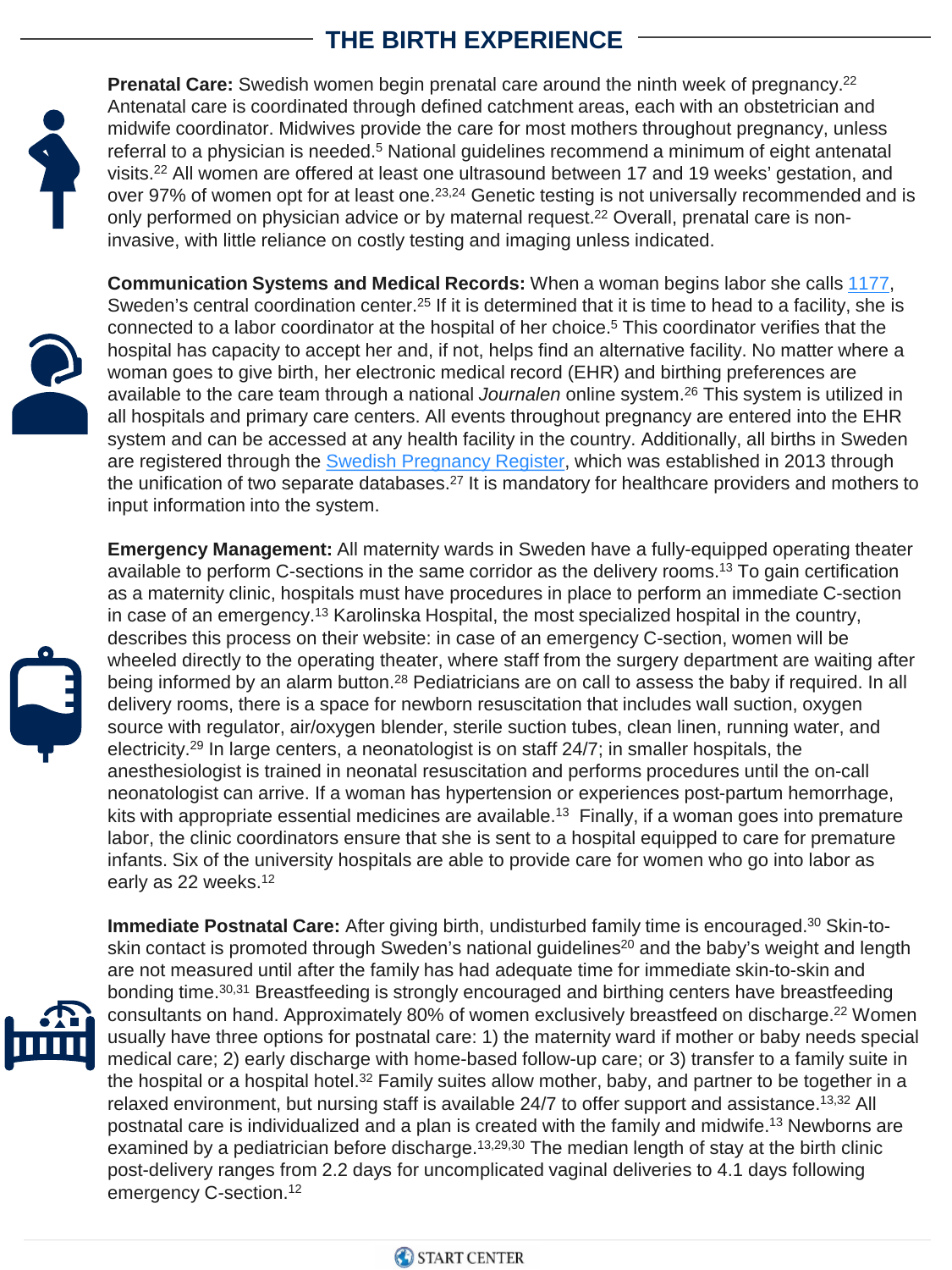## THE BIRTH EXPERIENCE

**Prenatal Care:** Swedish women begin prenatal care around the ninth week of pregnancy.[22] Antenatal care is coordinated through defined catchment areas, each with an obstetrician and midwife coordinator. Midwives provide the care for most mothers throughout pregnancy, unless referral to a physician is needed.[5] National guidelines recommend a minimum of eight antenatal visits.[22] All women are offered at least one ultrasound between 17 and 19 weeks' gestation, and over 97% of women opt for at least one.[23,24] Genetic testing is not universally recommended and is only performed on physician advice or by maternal request.[22] Overall, prenatal care is non-invasive, with little reliance on costly testing and imaging unless indicated.

**Communication Systems and Medical Records:** When a woman begins labor she calls 1177, Sweden's central coordination center.[25] If it is determined that it is time to head to a facility, she is connected to a labor coordinator at the hospital of her choice.[5] This coordinator verifies that the hospital has capacity to accept her and, if not, helps find an alternative facility. No matter where a woman goes to give birth, her electronic medical record (EHR) and birthing preferences are available to the care team through a national *Journalen* online system.[26] This system is utilized in all hospitals and primary care centers. All events throughout pregnancy are entered into the EHR system and can be accessed at any health facility in the country. Additionally, all births in Sweden are registered through the Swedish Pregnancy Register, which was established in 2013 through the unification of two separate databases.[27] It is mandatory for healthcare providers and mothers to input information into the system.

**Emergency Management:** All maternity wards in Sweden have a fully-equipped operating theater available to perform C-sections in the same corridor as the delivery rooms.[13] To gain certification as a maternity clinic, hospitals must have procedures in place to perform an immediate C-section in case of an emergency.[13] Karolinska Hospital, the most specialized hospital in the country, describes this process on their website: in case of an emergency C-section, women will be wheeled directly to the operating theater, where staff from the surgery department are waiting after being informed by an alarm button.[28] Pediatricians are on call to assess the baby if required. In all delivery rooms, there is a space for newborn resuscitation that includes wall suction, oxygen source with regulator, air/oxygen blender, sterile suction tubes, clean linen, running water, and electricity.[29] In large centers, a neonatologist is on staff 24/7; in smaller hospitals, the anesthesiologist is trained in neonatal resuscitation and performs procedures until the on-call neonatologist can arrive. If a woman has hypertension or experiences post-partum hemorrhage, kits with appropriate essential medicines are available.[13] Finally, if a woman goes into premature labor, the clinic coordinators ensure that she is sent to a hospital equipped to care for premature infants. Six of the university hospitals are able to provide care for women who go into labor as early as 22 weeks.[12]

**Immediate Postnatal Care:** After giving birth, undisturbed family time is encouraged.[30] Skin-to-skin contact is promoted through Sweden's national guidelines[20] and the baby's weight and length are not measured until after the family has had adequate time for immediate skin-to-skin and bonding time.[30,31] Breastfeeding is strongly encouraged and birthing centers have breastfeeding consultants on hand. Approximately 80% of women exclusively breastfeed on discharge.[22] Women usually have three options for postnatal care: 1) the maternity ward if mother or baby needs special medical care; 2) early discharge with home-based follow-up care; or 3) transfer to a family suite in the hospital or a hospital hotel.[32] Family suites allow mother, baby, and partner to be together in a relaxed environment, but nursing staff is available 24/7 to offer support and assistance.[13,32] All postnatal care is individualized and a plan is created with the family and midwife.[13] Newborns are examined by a pediatrician before discharge.[13,29,30] The median length of stay at the birth clinic post-delivery ranges from 2.2 days for uncomplicated vaginal deliveries to 4.1 days following emergency C-section.[12]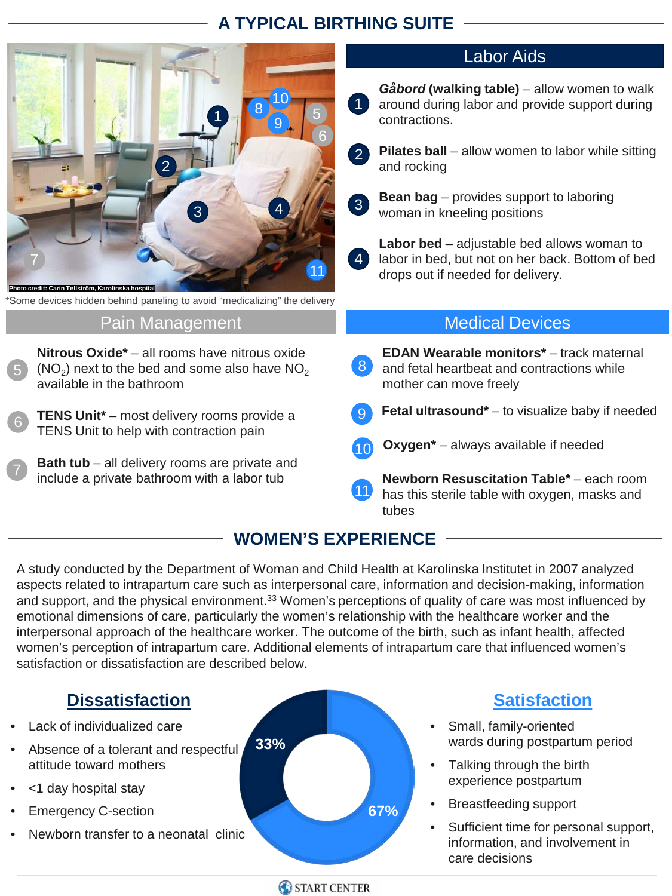# A TYPICAL BIRTHING SUITE

Photo credit: Carin Tellström, Karolinska hospital

*Some devices hidden behind paneling to avoid "medicalizing" the delivery

## Labor Aids

1. ***Gåbord* (walking table)** – allow women to walk around during labor and provide support during contractions.
2. **Pilates ball** – allow women to labor while sitting and rocking
3. **Bean bag** – provides support to laboring woman in kneeling positions
4. **Labor bed** – adjustable bed allows woman to labor in bed, but not on her back. Bottom of bed drops out if needed for delivery.

## Pain Management

5. **Nitrous Oxide*** – all rooms have nitrous oxide ($NO_2$) next to the bed and some also have $NO_2$ available in the bathroom
6. **TENS Unit*** – most delivery rooms provide a TENS Unit to help with contraction pain
7. **Bath tub** – all delivery rooms are private and include a private bathroom with a labor tub

## Medical Devices

8. **EDAN Wearable monitors*** – track maternal and fetal heartbeat and contractions while mother can move freely
9. **Fetal ultrasound*** – to visualize baby if needed
10. **Oxygen*** – always available if needed
11. **Newborn Resuscitation Table*** – each room has this sterile table with oxygen, masks and tubes

# WOMEN'S EXPERIENCE

A study conducted by the Department of Woman and Child Health at Karolinska Institutet in 2007 analyzed aspects related to intrapartum care such as interpersonal care, information and decision-making, information and support, and the physical environment.[33] Women's perceptions of quality of care was most influenced by emotional dimensions of care, particularly the women's relationship with the healthcare worker and the interpersonal approach of the healthcare worker. The outcome of the birth, such as infant health, affected women's perception of intrapartum care. Additional elements of intrapartum care that influenced women's satisfaction or dissatisfaction are described below.

## Dissatisfaction

- Lack of individualized care
- Absence of a tolerant and respectful attitude toward mothers
- <1 day hospital stay
- Emergency C-section
- Newborn transfer to a neonatal clinic

33%

67%

## Satisfaction

- Small, family-oriented wards during postpartum period
- Talking through the birth experience postpartum
- Breastfeeding support
- Sufficient time for personal support, information, and involvement in care decisions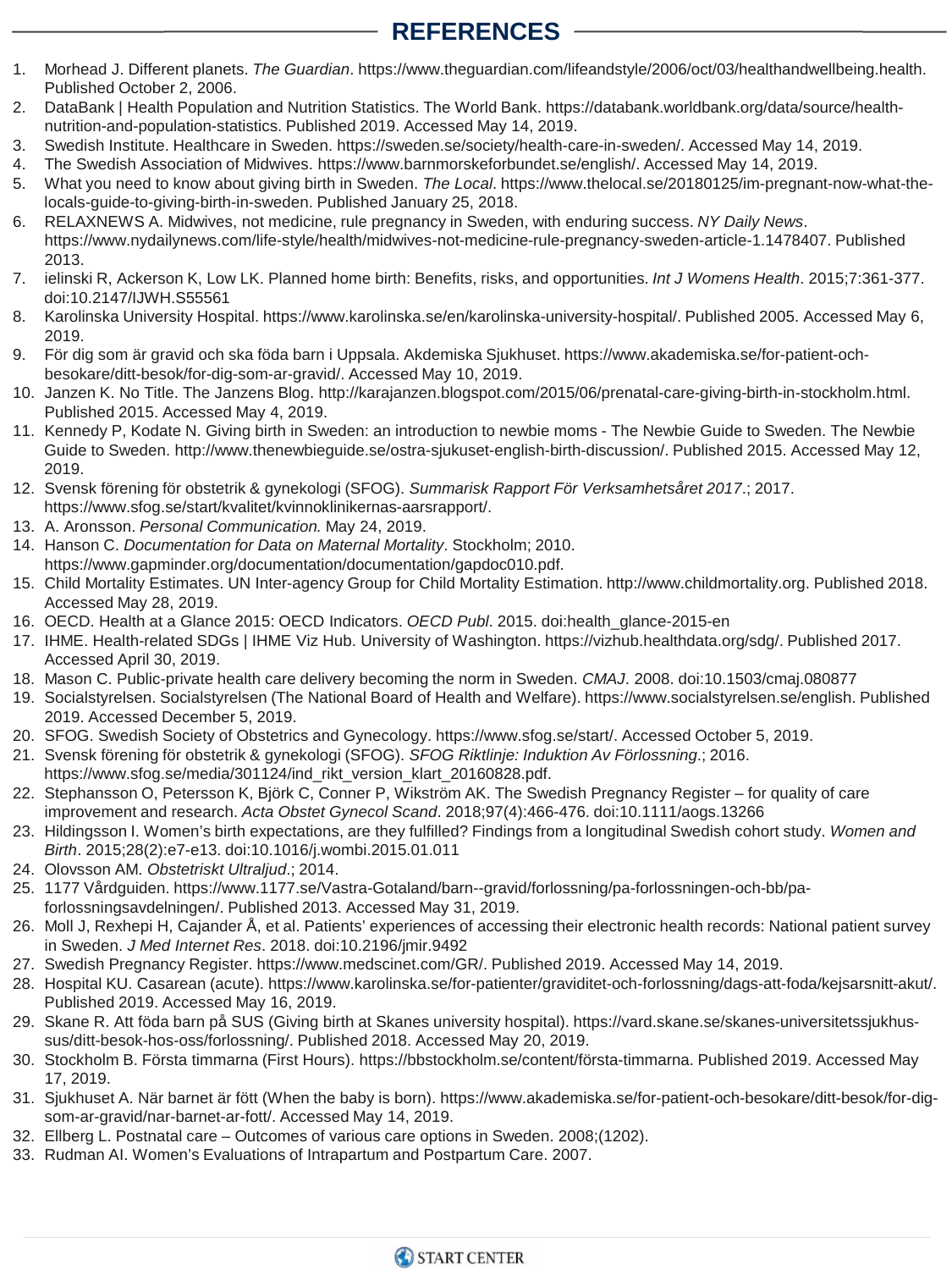## REFERENCES

1. Morhead J. Different planets. *The Guardian*. https://www.theguardian.com/lifeandstyle/2006/oct/03/healthandwellbeing.health. Published October 2, 2006.
2. DataBank | Health Population and Nutrition Statistics. The World Bank. https://databank.worldbank.org/data/source/health-nutrition-and-population-statistics. Published 2019. Accessed May 14, 2019.
3. Swedish Institute. Healthcare in Sweden. https://sweden.se/society/health-care-in-sweden/. Accessed May 14, 2019.
4. The Swedish Association of Midwives. https://www.barnmorskeforbundet.se/english/. Accessed May 14, 2019.
5. What you need to know about giving birth in Sweden. *The Local*. https://www.thelocal.se/20180125/im-pregnant-now-what-the-locals-guide-to-giving-birth-in-sweden. Published January 25, 2018.
6. RELAXNEWS A. Midwives, not medicine, rule pregnancy in Sweden, with enduring success. *NY Daily News*. https://www.nydailynews.com/life-style/health/midwives-not-medicine-rule-pregnancy-sweden-article-1.1478407. Published 2013.
7. ielinski R, Ackerson K, Low LK. Planned home birth: Benefits, risks, and opportunities. *Int J Womens Health*. 2015;7:361-377. doi:10.2147/IJWH.S55561
8. Karolinska University Hospital. https://www.karolinska.se/en/karolinska-university-hospital/. Published 2005. Accessed May 6, 2019.
9. För dig som är gravid och ska föda barn i Uppsala. Akdemiska Sjukhuset. https://www.akademiska.se/for-patient-och-besokare/ditt-besok/for-dig-som-ar-gravid/. Accessed May 10, 2019.
10. Janzen K. No Title. The Janzens Blog. http://karajanzen.blogspot.com/2015/06/prenatal-care-giving-birth-in-stockholm.html. Published 2015. Accessed May 4, 2019.
11. Kennedy P, Kodate N. Giving birth in Sweden: an introduction to newbie moms - The Newbie Guide to Sweden. The Newbie Guide to Sweden. http://www.thenewbieguide.se/ostra-sjukuset-english-birth-discussion/. Published 2015. Accessed May 12, 2019.
12. Svensk förening för obstetrik & gynekologi (SFOG). *Summarisk Rapport För Verksamhetsåret 2017*.; 2017. https://www.sfog.se/start/kvalitet/kvinnoklinikernas-aarsrapport/.
13. A. Aronsson. *Personal Communication.* May 24, 2019.
14. Hanson C. *Documentation for Data on Maternal Mortality*. Stockholm; 2010. https://www.gapminder.org/documentation/documentation/gapdoc010.pdf.
15. Child Mortality Estimates. UN Inter-agency Group for Child Mortality Estimation. http://www.childmortality.org. Published 2018. Accessed May 28, 2019.
16. OECD. Health at a Glance 2015: OECD Indicators. *OECD Publ*. 2015. doi:health_glance-2015-en
17. IHME. Health-related SDGs | IHME Viz Hub. University of Washington. https://vizhub.healthdata.org/sdg/. Published 2017. Accessed April 30, 2019.
18. Mason C. Public-private health care delivery becoming the norm in Sweden. *CMAJ*. 2008. doi:10.1503/cmaj.080877
19. Socialstyrelsen. Socialstyrelsen (The National Board of Health and Welfare). https://www.socialstyrelsen.se/english. Published 2019. Accessed December 5, 2019.
20. SFOG. Swedish Society of Obstetrics and Gynecology. https://www.sfog.se/start/. Accessed October 5, 2019.
21. Svensk förening för obstetrik & gynekologi (SFOG). *SFOG Riktlinje: Induktion Av Förlossning*.; 2016. https://www.sfog.se/media/301124/ind_rikt_version_klart_20160828.pdf.
22. Stephansson O, Petersson K, Björk C, Conner P, Wikström AK. The Swedish Pregnancy Register – for quality of care improvement and research. *Acta Obstet Gynecol Scand*. 2018;97(4):466-476. doi:10.1111/aogs.13266
23. Hildingsson I. Women's birth expectations, are they fulfilled? Findings from a longitudinal Swedish cohort study. *Women and Birth*. 2015;28(2):e7-e13. doi:10.1016/j.wombi.2015.01.011
24. Olovsson AM. *Obstetriskt Ultraljud*.; 2014.
25. 1177 Vårdguiden. https://www.1177.se/Vastra-Gotaland/barn--gravid/forlossning/pa-forlossningen-och-bb/pa-forlossningsavdelningen/. Published 2013. Accessed May 31, 2019.
26. Moll J, Rexhepi H, Cajander Å, et al. Patients' experiences of accessing their electronic health records: National patient survey in Sweden. *J Med Internet Res*. 2018. doi:10.2196/jmir.9492
27. Swedish Pregnancy Register. https://www.medscinet.com/GR/. Published 2019. Accessed May 14, 2019.
28. Hospital KU. Casarean (acute). https://www.karolinska.se/for-patienter/graviditet-och-forlossning/dags-att-foda/kejsarsnitt-akut/. Published 2019. Accessed May 16, 2019.
29. Skane R. Att föda barn på SUS (Giving birth at Skanes university hospital). https://vard.skane.se/skanes-universitetssjukhus-sus/ditt-besok-hos-oss/forlossning/. Published 2018. Accessed May 20, 2019.
30. Stockholm B. Första timmarna (First Hours). https://bbstockholm.se/content/första-timmarna. Published 2019. Accessed May 17, 2019.
31. Sjukhuset A. När barnet är fött (When the baby is born). https://www.akademiska.se/for-patient-och-besokare/ditt-besok/for-dig-som-ar-gravid/nar-barnet-ar-fott/. Accessed May 14, 2019.
32. Ellberg L. Postnatal care – Outcomes of various care options in Sweden. 2008;(1202).
33. Rudman AI. Women's Evaluations of Intrapartum and Postpartum Care. 2007.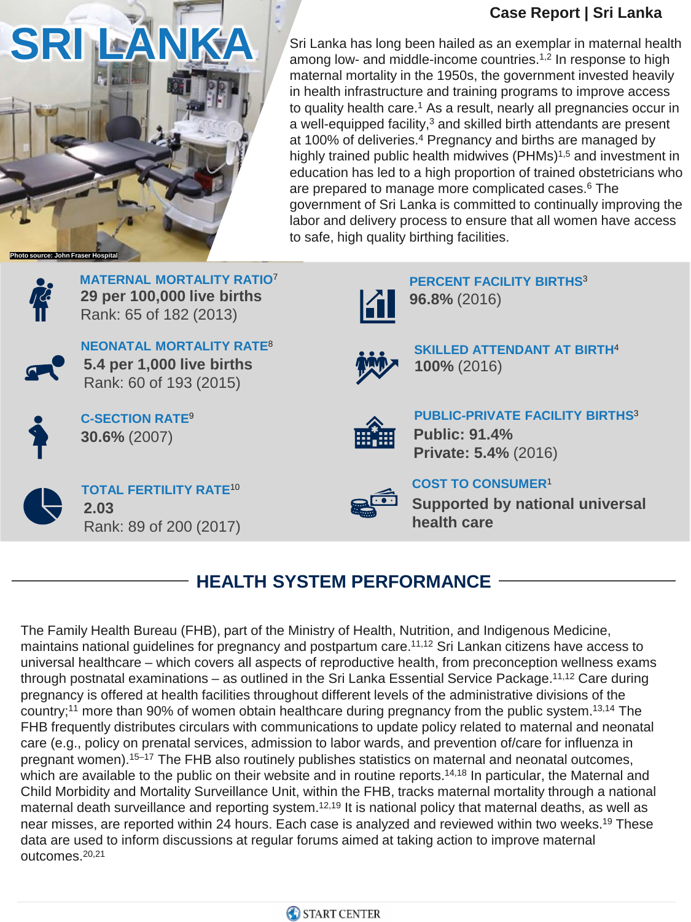Case Report | Sri Lanka

# SRI LANKA

Photo source: John Fraser Hospital

Sri Lanka has long been hailed as an exemplar in maternal health among low- and middle-income countries.[1,2] In response to high maternal mortality in the 1950s, the government invested heavily in health infrastructure and training programs to improve access to quality health care.[1] As a result, nearly all pregnancies occur in a well-equipped facility,[3] and skilled birth attendants are present at 100% of deliveries.[4] Pregnancy and births are managed by highly trained public health midwives (PHMs)[1,5] and investment in education has led to a high proportion of trained obstetricians who are prepared to manage more complicated cases.[6] The government of Sri Lanka is committed to continually improving the labor and delivery process to ensure that all women have access to safe, high quality birthing facilities.

**MATERNAL MORTALITY RATIO**[7]
**29 per 100,000 live births**
Rank: 65 of 182 (2013)

**NEONATAL MORTALITY RATE**[8]
**5.4 per 1,000 live births**
Rank: 60 of 193 (2015)

**C-SECTION RATE**[9]
**30.6%** (2007)

**TOTAL FERTILITY RATE**[10]
**2.03**
Rank: 89 of 200 (2017)

**PERCENT FACILITY BIRTHS**[3]
**96.8%** (2016)

**SKILLED ATTENDANT AT BIRTH**[4]
**100%** (2016)

**PUBLIC-PRIVATE FACILITY BIRTHS**[3]
**Public: 91.4%**
**Private: 5.4%** (2016)

**COST TO CONSUMER**[1]
**Supported by national universal health care**

## HEALTH SYSTEM PERFORMANCE

The Family Health Bureau (FHB), part of the Ministry of Health, Nutrition, and Indigenous Medicine, maintains national guidelines for pregnancy and postpartum care.[11,12] Sri Lankan citizens have access to universal healthcare – which covers all aspects of reproductive health, from preconception wellness exams through postnatal examinations – as outlined in the Sri Lanka Essential Service Package.[11,12] Care during pregnancy is offered at health facilities throughout different levels of the administrative divisions of the country;[11] more than 90% of women obtain healthcare during pregnancy from the public system.[13,14] The FHB frequently distributes circulars with communications to update policy related to maternal and neonatal care (e.g., policy on prenatal services, admission to labor wards, and prevention of/care for influenza in pregnant women).[15–17] The FHB also routinely publishes statistics on maternal and neonatal outcomes, which are available to the public on their website and in routine reports.[14,18] In particular, the Maternal and Child Morbidity and Mortality Surveillance Unit, within the FHB, tracks maternal mortality through a national maternal death surveillance and reporting system.[12,19] It is national policy that maternal deaths, as well as near misses, are reported within 24 hours. Each case is analyzed and reviewed within two weeks.[19] These data are used to inform discussions at regular forums aimed at taking action to improve maternal outcomes.[20,21]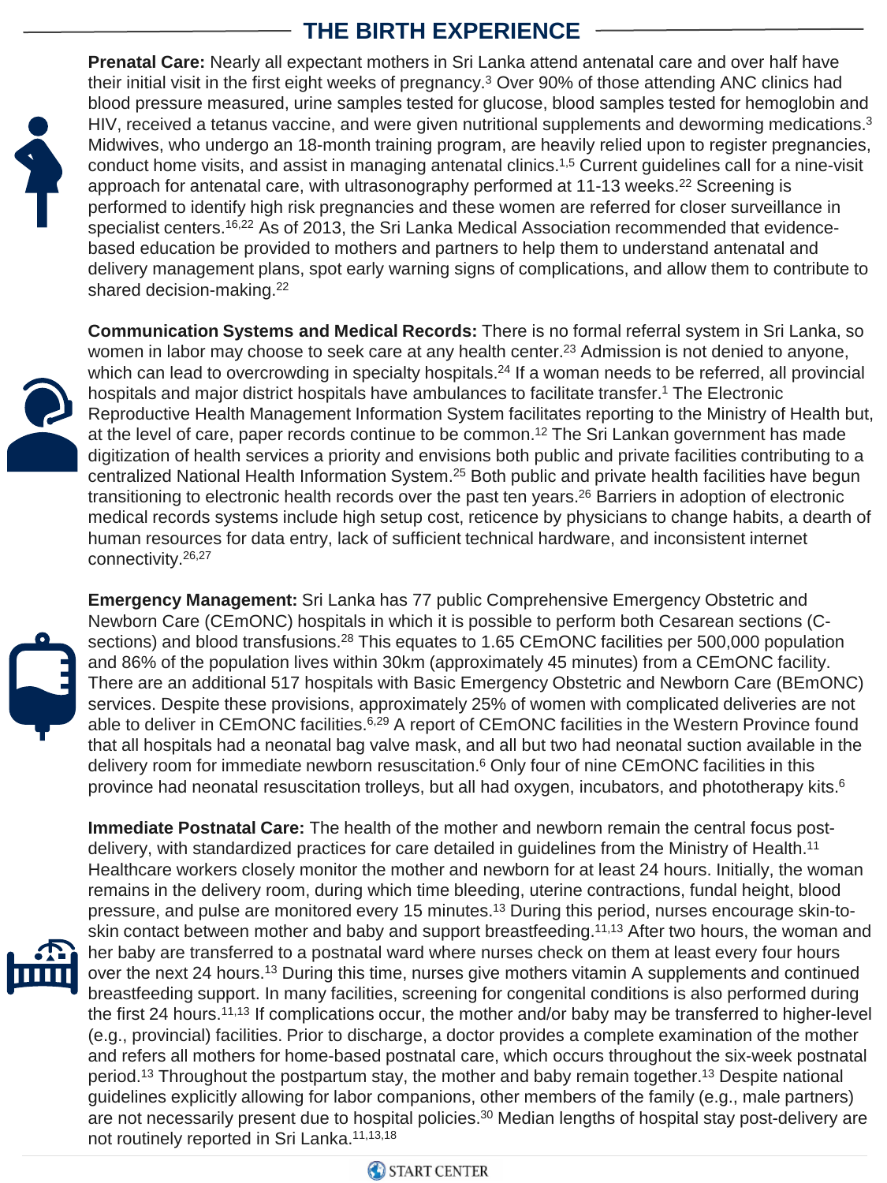## THE BIRTH EXPERIENCE

**Prenatal Care:** Nearly all expectant mothers in Sri Lanka attend antenatal care and over half have their initial visit in the first eight weeks of pregnancy.[3] Over 90% of those attending ANC clinics had blood pressure measured, urine samples tested for glucose, blood samples tested for hemoglobin and HIV, received a tetanus vaccine, and were given nutritional supplements and deworming medications.[3] Midwives, who undergo an 18-month training program, are heavily relied upon to register pregnancies, conduct home visits, and assist in managing antenatal clinics.[1,5] Current guidelines call for a nine-visit approach for antenatal care, with ultrasonography performed at 11-13 weeks.[22] Screening is performed to identify high risk pregnancies and these women are referred for closer surveillance in specialist centers.[16,22] As of 2013, the Sri Lanka Medical Association recommended that evidence-based education be provided to mothers and partners to help them to understand antenatal and delivery management plans, spot early warning signs of complications, and allow them to contribute to shared decision-making.[22]

**Communication Systems and Medical Records:** There is no formal referral system in Sri Lanka, so women in labor may choose to seek care at any health center.[23] Admission is not denied to anyone, which can lead to overcrowding in specialty hospitals.[24] If a woman needs to be referred, all provincial hospitals and major district hospitals have ambulances to facilitate transfer.[1] The Electronic Reproductive Health Management Information System facilitates reporting to the Ministry of Health but, at the level of care, paper records continue to be common.[12] The Sri Lankan government has made digitization of health services a priority and envisions both public and private facilities contributing to a centralized National Health Information System.[25] Both public and private health facilities have begun transitioning to electronic health records over the past ten years.[26] Barriers in adoption of electronic medical records systems include high setup cost, reticence by physicians to change habits, a dearth of human resources for data entry, lack of sufficient technical hardware, and inconsistent internet connectivity.[26,27]

**Emergency Management:** Sri Lanka has 77 public Comprehensive Emergency Obstetric and Newborn Care (CEmONC) hospitals in which it is possible to perform both Cesarean sections (C-sections) and blood transfusions.[28] This equates to 1.65 CEmONC facilities per 500,000 population and 86% of the population lives within 30km (approximately 45 minutes) from a CEmONC facility. There are an additional 517 hospitals with Basic Emergency Obstetric and Newborn Care (BEmONC) services. Despite these provisions, approximately 25% of women with complicated deliveries are not able to deliver in CEmONC facilities.[6,29] A report of CEmONC facilities in the Western Province found that all hospitals had a neonatal bag valve mask, and all but two had neonatal suction available in the delivery room for immediate newborn resuscitation.[6] Only four of nine CEmONC facilities in this province had neonatal resuscitation trolleys, but all had oxygen, incubators, and phototherapy kits.[6]

**Immediate Postnatal Care:** The health of the mother and newborn remain the central focus post-delivery, with standardized practices for care detailed in guidelines from the Ministry of Health.[11] Healthcare workers closely monitor the mother and newborn for at least 24 hours. Initially, the woman remains in the delivery room, during which time bleeding, uterine contractions, fundal height, blood pressure, and pulse are monitored every 15 minutes.[13] During this period, nurses encourage skin-to-skin contact between mother and baby and support breastfeeding.[11,13] After two hours, the woman and her baby are transferred to a postnatal ward where nurses check on them at least every four hours over the next 24 hours.[13] During this time, nurses give mothers vitamin A supplements and continued breastfeeding support. In many facilities, screening for congenital conditions is also performed during the first 24 hours.[11,13] If complications occur, the mother and/or baby may be transferred to higher-level (e.g., provincial) facilities. Prior to discharge, a doctor provides a complete examination of the mother and refers all mothers for home-based postnatal care, which occurs throughout the six-week postnatal period.[13] Throughout the postpartum stay, the mother and baby remain together.[13] Despite national guidelines explicitly allowing for labor companions, other members of the family (e.g., male partners) are not necessarily present due to hospital policies.[30] Median lengths of hospital stay post-delivery are not routinely reported in Sri Lanka.[11,13,18]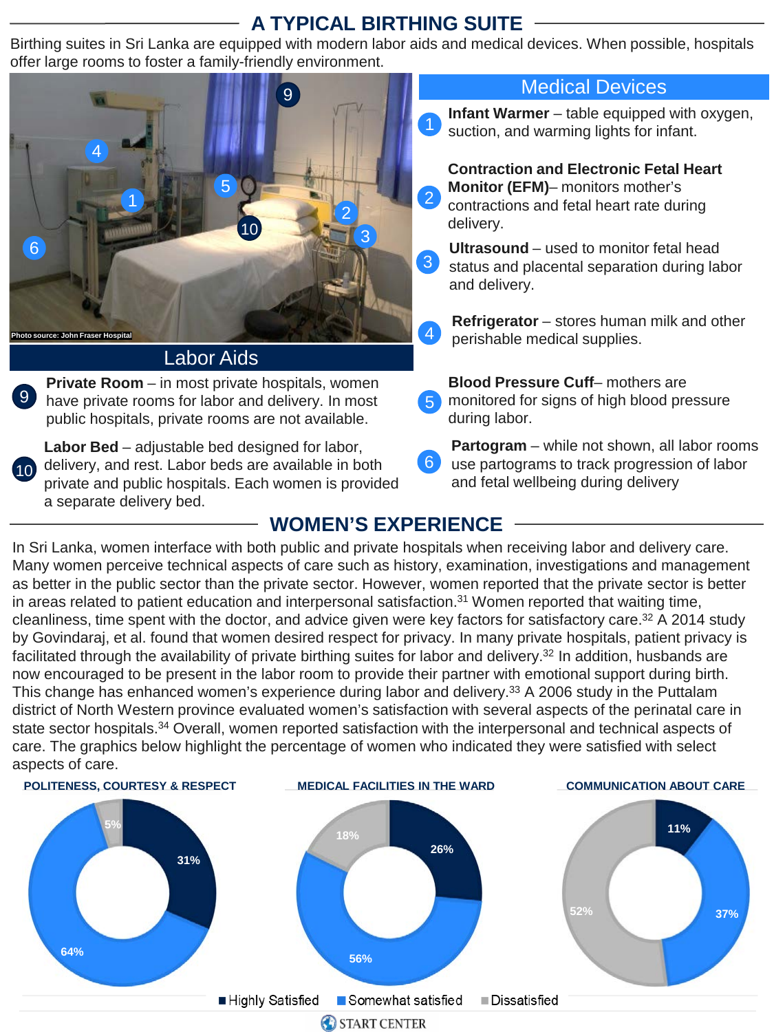# A TYPICAL BIRTHING SUITE

Birthing suites in Sri Lanka are equipped with modern labor aids and medical devices. When possible, hospitals offer large rooms to foster a family-friendly environment.

Photo source: John Fraser Hospital

## Labor Aids

9. **Private Room** – in most private hospitals, women have private rooms for labor and delivery. In most public hospitals, private rooms are not available.

10. **Labor Bed** – adjustable bed designed for labor, delivery, and rest. Labor beds are available in both private and public hospitals. Each women is provided a separate delivery bed.

## Medical Devices

1. **Infant Warmer** – table equipped with oxygen, suction, and warming lights for infant.

2. **Contraction and Electronic Fetal Heart Monitor (EFM)**– monitors mother's contractions and fetal heart rate during delivery.

3. **Ultrasound** – used to monitor fetal head status and placental separation during labor and delivery.

4. **Refrigerator** – stores human milk and other perishable medical supplies.

5. **Blood Pressure Cuff**– mothers are monitored for signs of high blood pressure during labor.

6. **Partogram** – while not shown, all labor rooms use partograms to track progression of labor and fetal wellbeing during delivery

# WOMEN'S EXPERIENCE

In Sri Lanka, women interface with both public and private hospitals when receiving labor and delivery care. Many women perceive technical aspects of care such as history, examination, investigations and management as better in the public sector than the private sector. However, women reported that the private sector is better in areas related to patient education and interpersonal satisfaction.[31] Women reported that waiting time, cleanliness, time spent with the doctor, and advice given were key factors for satisfactory care.[32] A 2014 study by Govindaraj, et al. found that women desired respect for privacy. In many private hospitals, patient privacy is facilitated through the availability of private birthing suites for labor and delivery.[32] In addition, husbands are now encouraged to be present in the labor room to provide their partner with emotional support during birth. This change has enhanced women's experience during labor and delivery.[33] A 2006 study in the Puttalam district of North Western province evaluated women's satisfaction with several aspects of the perinatal care in state sector hospitals.[34] Overall, women reported satisfaction with the interpersonal and technical aspects of care. The graphics below highlight the percentage of women who indicated they were satisfied with select aspects of care.

| Aspect of care | Highly Satisfied | Somewhat satisfied | Dissatisfied |
|---|---|---|---|
| POLITENESS, COURTESY & RESPECT | 31% | 64% | 5% |
| MEDICAL FACILITIES IN THE WARD | 26% | 56% | 18% |
| COMMUNICATION ABOUT CARE | 11% | 37% | 52% |

START CENTER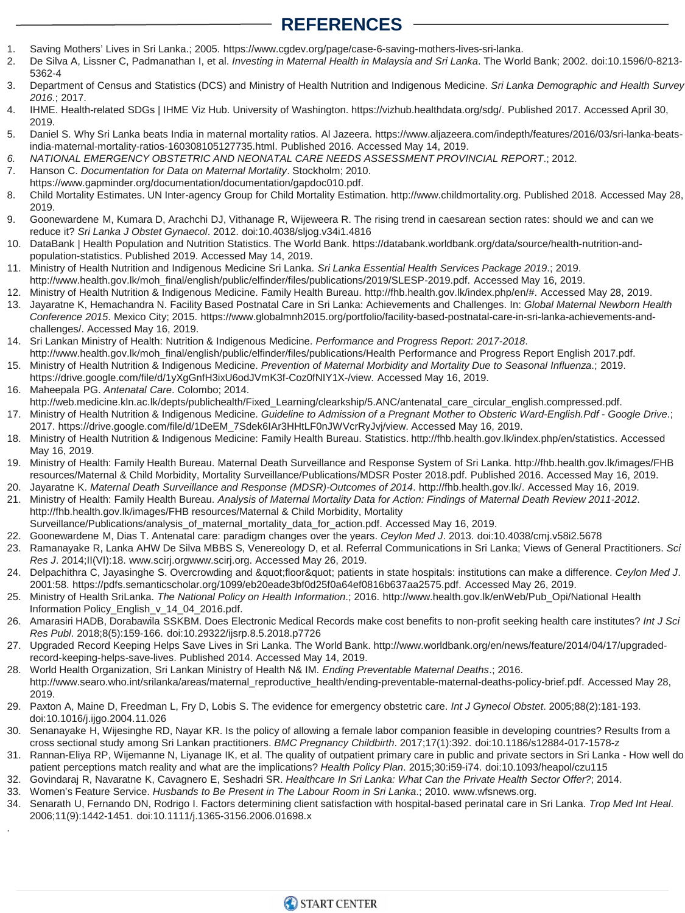# REFERENCES

1. Saving Mothers' Lives in Sri Lanka.; 2005. https://www.cgdev.org/page/case-6-saving-mothers-lives-sri-lanka.
2. De Silva A, Lissner C, Padmanathan I, et al. *Investing in Maternal Health in Malaysia and Sri Lanka*. The World Bank; 2002. doi:10.1596/0-8213-5362-4
3. Department of Census and Statistics (DCS) and Ministry of Health Nutrition and Indigenous Medicine. *Sri Lanka Demographic and Health Survey 2016*.; 2017.
4. IHME. Health-related SDGs | IHME Viz Hub. University of Washington. https://vizhub.healthdata.org/sdg/. Published 2017. Accessed April 30, 2019.
5. Daniel S. Why Sri Lanka beats India in maternal mortality ratios. Al Jazeera. https://www.aljazeera.com/indepth/features/2016/03/sri-lanka-beats-india-maternal-mortality-ratios-160308105127735.html. Published 2016. Accessed May 14, 2019.
6. *NATIONAL EMERGENCY OBSTETRIC AND NEONATAL CARE NEEDS ASSESSMENT PROVINCIAL REPORT*.; 2012.
7. Hanson C. *Documentation for Data on Maternal Mortality*. Stockholm; 2010. https://www.gapminder.org/documentation/documentation/gapdoc010.pdf.
8. Child Mortality Estimates. UN Inter-agency Group for Child Mortality Estimation. http://www.childmortality.org. Published 2018. Accessed May 28, 2019.
9. Goonewardene M, Kumara D, Arachchi DJ, Vithanage R, Wijeweera R. The rising trend in caesarean section rates: should we and can we reduce it? *Sri Lanka J Obstet Gynaecol*. 2012. doi:10.4038/sljog.v34i1.4816
10. DataBank | Health Population and Nutrition Statistics. The World Bank. https://databank.worldbank.org/data/source/health-nutrition-and-population-statistics. Published 2019. Accessed May 14, 2019.
11. Ministry of Health Nutrition and Indigenous Medicine Sri Lanka. *Sri Lanka Essential Health Services Package 2019*.; 2019. http://www.health.gov.lk/moh_final/english/public/elfinder/files/publications/2019/SLESP-2019.pdf. Accessed May 16, 2019.
12. Ministry of Health Nutrition & Indigenous Medicine. Family Health Bureau. http://fhb.health.gov.lk/index.php/en/#. Accessed May 28, 2019.
13. Jayaratne K, Hemachandra N. Facility Based Postnatal Care in Sri Lanka: Achievements and Challenges. In: *Global Maternal Newborn Health Conference 2015*. Mexico City; 2015. https://www.globalmnh2015.org/portfolio/facility-based-postnatal-care-in-sri-lanka-achievements-and-challenges/. Accessed May 16, 2019.
14. Sri Lankan Ministry of Health: Nutrition & Indigenous Medicine. *Performance and Progress Report: 2017-2018*. http://www.health.gov.lk/moh_final/english/public/elfinder/files/publications/Health Performance and Progress Report English 2017.pdf.
15. Ministry of Health Nutrition & Indigenous Medicine. *Prevention of Maternal Morbidity and Mortality Due to Seasonal Influenza*.; 2019. https://drive.google.com/file/d/1yXgGnfH3ixU6odJVmK3f-Coz0fNIY1X-/view. Accessed May 16, 2019.
16. Maheepala PG. *Antenatal Care*. Colombo; 2014. http://web.medicine.kln.ac.lk/depts/publichealth/Fixed_Learning/clearkship/5.ANC/antenatal_care_circular_english.compressed.pdf.
17. Ministry of Health Nutrition & Indigenous Medicine. *Guideline to Admission of a Pregnant Mother to Obsteric Ward-English.Pdf - Google Drive*.; 2017. https://drive.google.com/file/d/1DeEM_7Sdek6IAr3HHtLF0nJWVcrRyJvj/view. Accessed May 16, 2019.
18. Ministry of Health Nutrition & Indigenous Medicine: Family Health Bureau. Statistics. http://fhb.health.gov.lk/index.php/en/statistics. Accessed May 16, 2019.
19. Ministry of Health: Family Health Bureau. Maternal Death Surveillance and Response System of Sri Lanka. http://fhb.health.gov.lk/images/FHB resources/Maternal & Child Morbidity, Mortality Surveillance/Publications/MDSR Poster 2018.pdf. Published 2016. Accessed May 16, 2019.
20. Jayaratne K. *Maternal Death Surveillance and Response (MDSR)-Outcomes of 2014*. http://fhb.health.gov.lk/. Accessed May 16, 2019.
21. Ministry of Health: Family Health Bureau. *Analysis of Maternal Mortality Data for Action: Findings of Maternal Death Review 2011-2012*. http://fhb.health.gov.lk/images/FHB resources/Maternal & Child Morbidity, Mortality Surveillance/Publications/analysis_of_maternal_mortality_data_for_action.pdf. Accessed May 16, 2019.
22. Goonewardene M, Dias T. Antenatal care: paradigm changes over the years. *Ceylon Med J*. 2013. doi:10.4038/cmj.v58i2.5678
23. Ramanayake R, Lanka AHW De Silva MBBS S, Venereology D, et al. Referral Communications in Sri Lanka; Views of General Practitioners. *Sci Res J*. 2014;II(VI):18. www.scirj.orgwww.scirj.org. Accessed May 26, 2019.
24. Delpachithra C, Jayasinghe S. Overcrowding and &quot;floor&quot; patients in state hospitals: institutions can make a difference. *Ceylon Med J*. 2001:58. https://pdfs.semanticscholar.org/1099/eb20eade3bf0d25f0a64ef0816b637aa2575.pdf. Accessed May 26, 2019.
25. Ministry of Health SriLanka. *The National Policy on Health Information*.; 2016. http://www.health.gov.lk/enWeb/Pub_Opi/National Health Information Policy_English_v_14_04_2016.pdf.
26. Amarasiri HADB, Dorabawila SSKBM. Does Electronic Medical Records make cost benefits to non-profit seeking health care institutes? *Int J Sci Res Publ*. 2018;8(5):159-166. doi:10.29322/ijsrp.8.5.2018.p7726
27. Upgraded Record Keeping Helps Save Lives in Sri Lanka. The World Bank. http://www.worldbank.org/en/news/feature/2014/04/17/upgraded-record-keeping-helps-save-lives. Published 2014. Accessed May 14, 2019.
28. World Health Organization, Sri Lankan Ministry of Health N& IM. *Ending Preventable Maternal Deaths*.; 2016. http://www.searo.who.int/srilanka/areas/maternal_reproductive_health/ending-preventable-maternal-deaths-policy-brief.pdf. Accessed May 28, 2019.
29. Paxton A, Maine D, Freedman L, Fry D, Lobis S. The evidence for emergency obstetric care. *Int J Gynecol Obstet*. 2005;88(2):181-193. doi:10.1016/j.ijgo.2004.11.026
30. Senanayake H, Wijesinghe RD, Nayar KR. Is the policy of allowing a female labor companion feasible in developing countries? Results from a cross sectional study among Sri Lankan practitioners. *BMC Pregnancy Childbirth*. 2017;17(1):392. doi:10.1186/s12884-017-1578-z
31. Rannan-Eliya RP, Wijemanne N, Liyanage IK, et al. The quality of outpatient primary care in public and private sectors in Sri Lanka - How well do patient perceptions match reality and what are the implications? *Health Policy Plan*. 2015;30:i59-i74. doi:10.1093/heapol/czu115
32. Govindaraj R, Navaratne K, Cavagnero E, Seshadri SR. *Healthcare In Sri Lanka: What Can the Private Health Sector Offer?*; 2014.
33. Women's Feature Service. *Husbands to Be Present in The Labour Room in Sri Lanka*.; 2010. www.wfsnews.org.
34. Senarath U, Fernando DN, Rodrigo I. Factors determining client satisfaction with hospital-based perinatal care in Sri Lanka. *Trop Med Int Heal*. 2006;11(9):1442-1451. doi:10.1111/j.1365-3156.2006.01698.x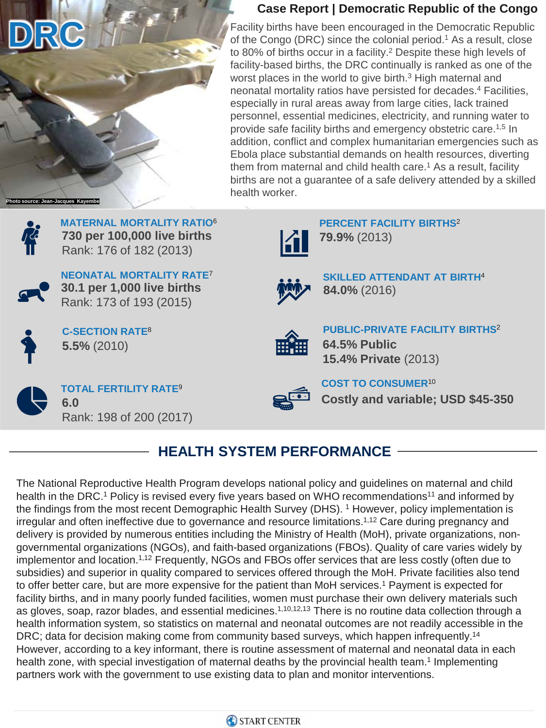# DRC

Photo source: Jean-Jacques Kayembe

## Case Report | Democratic Republic of the Congo

Facility births have been encouraged in the Democratic Republic of the Congo (DRC) since the colonial period.[1] As a result, close to 80% of births occur in a facility.[2] Despite these high levels of facility-based births, the DRC continually is ranked as one of the worst places in the world to give birth.[3] High maternal and neonatal mortality ratios have persisted for decades.[4] Facilities, especially in rural areas away from large cities, lack trained personnel, essential medicines, electricity, and running water to provide safe facility births and emergency obstetric care.[1,5] In addition, conflict and complex humanitarian emergencies such as Ebola place substantial demands on health resources, diverting them from maternal and child health care.[1] As a result, facility births are not a guarantee of a safe delivery attended by a skilled health worker.

**MATERNAL MORTALITY RATIO**[6]
**730 per 100,000 live births**
Rank: 176 of 182 (2013)

**NEONATAL MORTALITY RATE**[7]
**30.1 per 1,000 live births**
Rank: 173 of 193 (2015)

**C-SECTION RATE**[8]
**5.5%** (2010)

**TOTAL FERTILITY RATE**[9]
**6.0**
Rank: 198 of 200 (2017)

**PERCENT FACILITY BIRTHS**[2]
**79.9%** (2013)

**SKILLED ATTENDANT AT BIRTH**[4]
**84.0%** (2016)

**PUBLIC-PRIVATE FACILITY BIRTHS**[2]
**64.5% Public**
**15.4% Private** (2013)

**COST TO CONSUMER**[10]
**Costly and variable; USD $45-350**

## HEALTH SYSTEM PERFORMANCE

The National Reproductive Health Program develops national policy and guidelines on maternal and child health in the DRC.[1] Policy is revised every five years based on WHO recommendations[11] and informed by the findings from the most recent Demographic Health Survey (DHS). [1] However, policy implementation is irregular and often ineffective due to governance and resource limitations.[1,12] Care during pregnancy and delivery is provided by numerous entities including the Ministry of Health (MoH), private organizations, non-governmental organizations (NGOs), and faith-based organizations (FBOs). Quality of care varies widely by implementor and location.[1,12] Frequently, NGOs and FBOs offer services that are less costly (often due to subsidies) and superior in quality compared to services offered through the MoH. Private facilities also tend to offer better care, but are more expensive for the patient than MoH services.[1] Payment is expected for facility births, and in many poorly funded facilities, women must purchase their own delivery materials such as gloves, soap, razor blades, and essential medicines.[1,10,12,13] There is no routine data collection through a health information system, so statistics on maternal and neonatal outcomes are not readily accessible in the DRC; data for decision making come from community based surveys, which happen infrequently.[14] However, according to a key informant, there is routine assessment of maternal and neonatal data in each health zone, with special investigation of maternal deaths by the provincial health team.[1] Implementing partners work with the government to use existing data to plan and monitor interventions.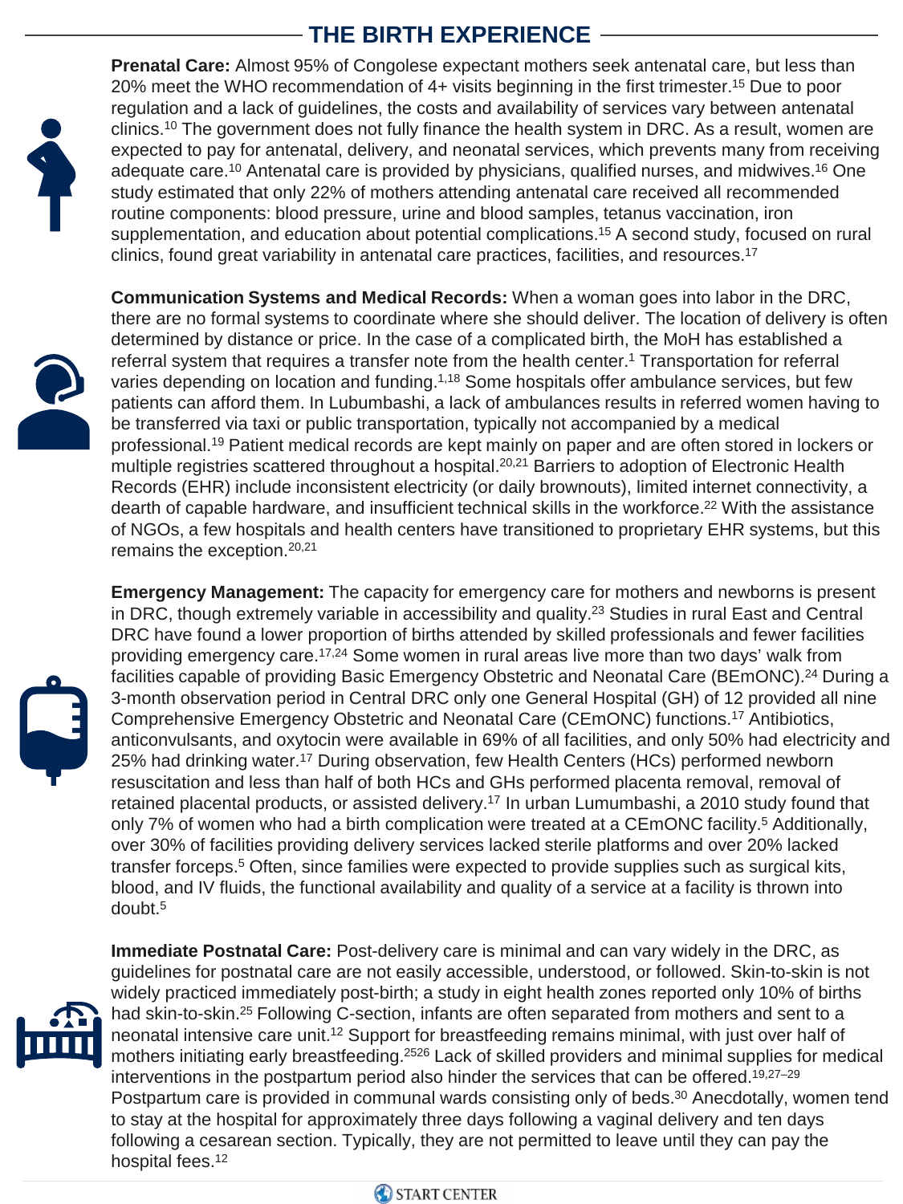# THE BIRTH EXPERIENCE

**Prenatal Care:** Almost 95% of Congolese expectant mothers seek antenatal care, but less than 20% meet the WHO recommendation of 4+ visits beginning in the first trimester.[15] Due to poor regulation and a lack of guidelines, the costs and availability of services vary between antenatal clinics.[10] The government does not fully finance the health system in DRC. As a result, women are expected to pay for antenatal, delivery, and neonatal services, which prevents many from receiving adequate care.[10] Antenatal care is provided by physicians, qualified nurses, and midwives.[16] One study estimated that only 22% of mothers attending antenatal care received all recommended routine components: blood pressure, urine and blood samples, tetanus vaccination, iron supplementation, and education about potential complications.[15] A second study, focused on rural clinics, found great variability in antenatal care practices, facilities, and resources.[17]

**Communication Systems and Medical Records:** When a woman goes into labor in the DRC, there are no formal systems to coordinate where she should deliver. The location of delivery is often determined by distance or price. In the case of a complicated birth, the MoH has established a referral system that requires a transfer note from the health center.[1] Transportation for referral varies depending on location and funding.[1,18] Some hospitals offer ambulance services, but few patients can afford them. In Lubumbashi, a lack of ambulances results in referred women having to be transferred via taxi or public transportation, typically not accompanied by a medical professional.[19] Patient medical records are kept mainly on paper and are often stored in lockers or multiple registries scattered throughout a hospital.[20,21] Barriers to adoption of Electronic Health Records (EHR) include inconsistent electricity (or daily brownouts), limited internet connectivity, a dearth of capable hardware, and insufficient technical skills in the workforce.[22] With the assistance of NGOs, a few hospitals and health centers have transitioned to proprietary EHR systems, but this remains the exception.[20,21]

**Emergency Management:** The capacity for emergency care for mothers and newborns is present in DRC, though extremely variable in accessibility and quality.[23] Studies in rural East and Central DRC have found a lower proportion of births attended by skilled professionals and fewer facilities providing emergency care.[17,24] Some women in rural areas live more than two days' walk from facilities capable of providing Basic Emergency Obstetric and Neonatal Care (BEmONC).[24] During a 3-month observation period in Central DRC only one General Hospital (GH) of 12 provided all nine Comprehensive Emergency Obstetric and Neonatal Care (CEmONC) functions.[17] Antibiotics, anticonvulsants, and oxytocin were available in 69% of all facilities, and only 50% had electricity and 25% had drinking water.[17] During observation, few Health Centers (HCs) performed newborn resuscitation and less than half of both HCs and GHs performed placenta removal, removal of retained placental products, or assisted delivery.[17] In urban Lumumbashi, a 2010 study found that only 7% of women who had a birth complication were treated at a CEmONC facility.[5] Additionally, over 30% of facilities providing delivery services lacked sterile platforms and over 20% lacked transfer forceps.[5] Often, since families were expected to provide supplies such as surgical kits, blood, and IV fluids, the functional availability and quality of a service at a facility is thrown into doubt.[5]

**Immediate Postnatal Care:** Post-delivery care is minimal and can vary widely in the DRC, as guidelines for postnatal care are not easily accessible, understood, or followed. Skin-to-skin is not widely practiced immediately post-birth; a study in eight health zones reported only 10% of births had skin-to-skin.[25] Following C-section, infants are often separated from mothers and sent to a neonatal intensive care unit.[12] Support for breastfeeding remains minimal, with just over half of mothers initiating early breastfeeding.[2526] Lack of skilled providers and minimal supplies for medical interventions in the postpartum period also hinder the services that can be offered.[19,27–29] Postpartum care is provided in communal wards consisting only of beds.[30] Anecdotally, women tend to stay at the hospital for approximately three days following a vaginal delivery and ten days following a cesarean section. Typically, they are not permitted to leave until they can pay the hospital fees.[12]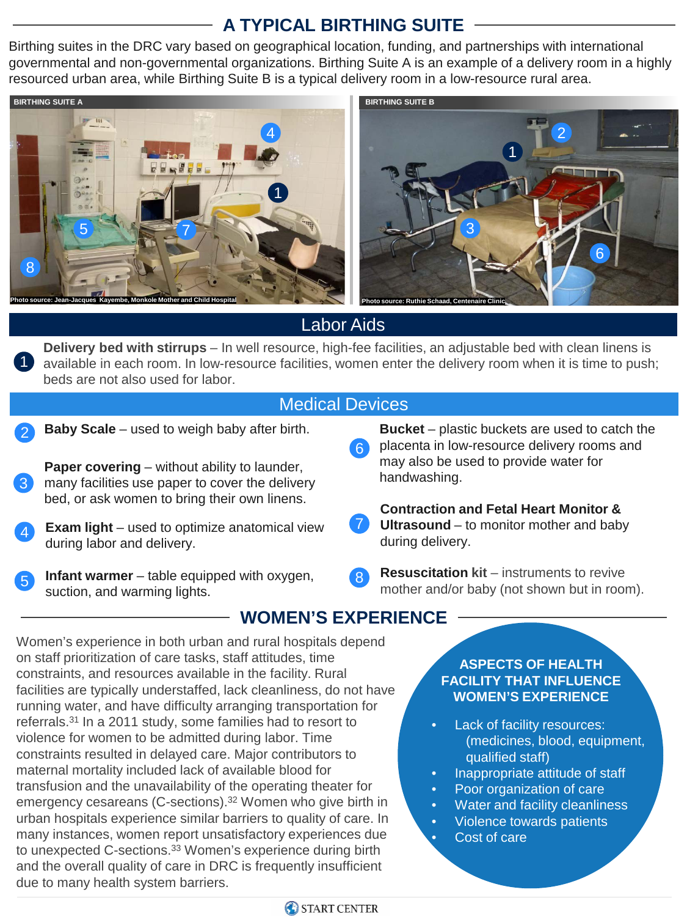# A TYPICAL BIRTHING SUITE

Birthing suites in the DRC vary based on geographical location, funding, and partnerships with international governmental and non-governmental organizations. Birthing Suite A is an example of a delivery room in a highly resourced urban area, while Birthing Suite B is a typical delivery room in a low-resource rural area.

BIRTHING SUITE A

Photo source: Jean-Jacques Kayembe, Monkole Mother and Child Hospital

BIRTHING SUITE B

Photo source: Ruthie Schaad, Centenaire Clinic

## Labor Aids

1. **Delivery bed with stirrups** – In well resource, high-fee facilities, an adjustable bed with clean linens is available in each room. In low-resource facilities, women enter the delivery room when it is time to push; beds are not also used for labor.

## Medical Devices

2. **Baby Scale** – used to weigh baby after birth.
3. **Paper covering** – without ability to launder, many facilities use paper to cover the delivery bed, or ask women to bring their own linens.
4. **Exam light** – used to optimize anatomical view during labor and delivery.
5. **Infant warmer** – table equipped with oxygen, suction, and warming lights.
6. **Bucket** – plastic buckets are used to catch the placenta in low-resource delivery rooms and may also be used to provide water for handwashing.
7. **Contraction and Fetal Heart Monitor & Ultrasound** – to monitor mother and baby during delivery.
8. **Resuscitation kit** – instruments to revive mother and/or baby (not shown but in room).

# WOMEN'S EXPERIENCE

Women's experience in both urban and rural hospitals depend on staff prioritization of care tasks, staff attitudes, time constraints, and resources available in the facility. Rural facilities are typically understaffed, lack cleanliness, do not have running water, and have difficulty arranging transportation for referrals.[31] In a 2011 study, some families had to resort to violence for women to be admitted during labor. Time constraints resulted in delayed care. Major contributors to maternal mortality included lack of available blood for transfusion and the unavailability of the operating theater for emergency cesareans (C-sections).[32] Women who give birth in urban hospitals experience similar barriers to quality of care. In many instances, women report unsatisfactory experiences due to unexpected C-sections.[33] Women's experience during birth and the overall quality of care in DRC is frequently insufficient due to many health system barriers.

### ASPECTS OF HEALTH FACILITY THAT INFLUENCE WOMEN'S EXPERIENCE

- Lack of facility resources: (medicines, blood, equipment, qualified staff)
- Inappropriate attitude of staff
- Poor organization of care
- Water and facility cleanliness
- Violence towards patients
- Cost of care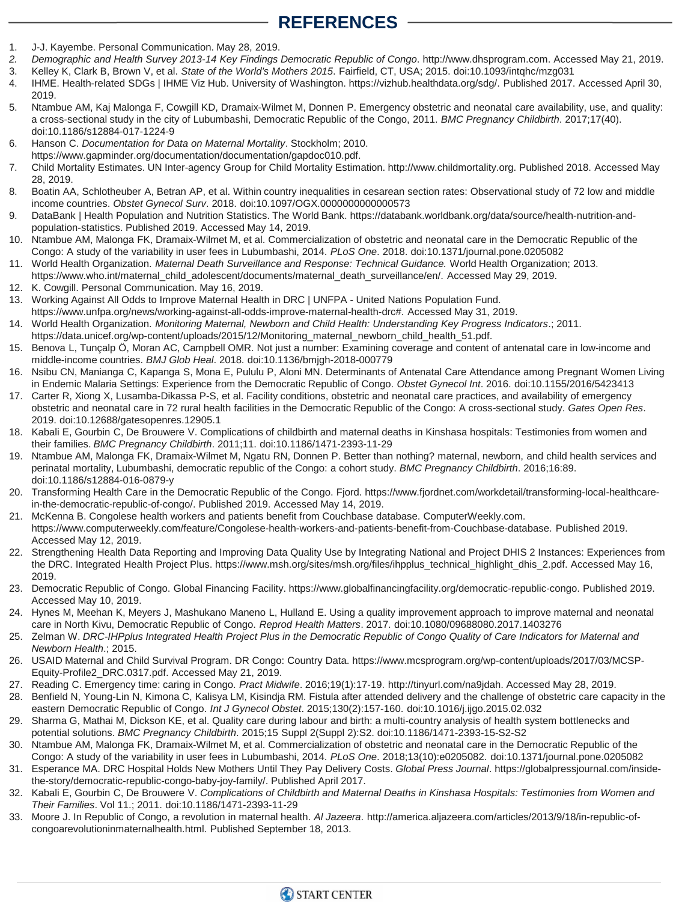# REFERENCES

1. J-J. Kayembe. Personal Communication. May 28, 2019.
2. *Demographic and Health Survey 2013-14 Key Findings Democratic Republic of Congo*. http://www.dhsprogram.com. Accessed May 21, 2019.
3. Kelley K, Clark B, Brown V, et al. *State of the World's Mothers 2015*. Fairfield, CT, USA; 2015. doi:10.1093/intqhc/mzg031
4. IHME. Health-related SDGs | IHME Viz Hub. University of Washington. https://vizhub.healthdata.org/sdg/. Published 2017. Accessed April 30, 2019.
5. Ntambue AM, Kaj Malonga F, Cowgill KD, Dramaix-Wilmet M, Donnen P. Emergency obstetric and neonatal care availability, use, and quality: a cross-sectional study in the city of Lubumbashi, Democratic Republic of the Congo, 2011. *BMC Pregnancy Childbirth*. 2017;17(40). doi:10.1186/s12884-017-1224-9
6. Hanson C. *Documentation for Data on Maternal Mortality*. Stockholm; 2010. https://www.gapminder.org/documentation/documentation/gapdoc010.pdf.
7. Child Mortality Estimates. UN Inter-agency Group for Child Mortality Estimation. http://www.childmortality.org. Published 2018. Accessed May 28, 2019.
8. Boatin AA, Schlotheuber A, Betran AP, et al. Within country inequalities in cesarean section rates: Observational study of 72 low and middle income countries. *Obstet Gynecol Surv*. 2018. doi:10.1097/OGX.0000000000000573
9. DataBank | Health Population and Nutrition Statistics. The World Bank. https://databank.worldbank.org/data/source/health-nutrition-and-population-statistics. Published 2019. Accessed May 14, 2019.
10. Ntambue AM, Malonga FK, Dramaix-Wilmet M, et al. Commercialization of obstetric and neonatal care in the Democratic Republic of the Congo: A study of the variability in user fees in Lubumbashi, 2014. *PLoS One*. 2018. doi:10.1371/journal.pone.0205082
11. World Health Organization. *Maternal Death Surveillance and Response: Technical Guidance.* World Health Organization; 2013. https://www.who.int/maternal_child_adolescent/documents/maternal_death_surveillance/en/. Accessed May 29, 2019.
12. K. Cowgill. Personal Communication. May 16, 2019.
13. Working Against All Odds to Improve Maternal Health in DRC | UNFPA - United Nations Population Fund. https://www.unfpa.org/news/working-against-all-odds-improve-maternal-health-drc#. Accessed May 31, 2019.
14. World Health Organization. *Monitoring Maternal, Newborn and Child Health: Understanding Key Progress Indicators*.; 2011. https://data.unicef.org/wp-content/uploads/2015/12/Monitoring_maternal_newborn_child_health_51.pdf.
15. Benova L, Tunçalp Ö, Moran AC, Campbell OMR. Not just a number: Examining coverage and content of antenatal care in low-income and middle-income countries. *BMJ Glob Heal*. 2018. doi:10.1136/bmjgh-2018-000779
16. Nsibu CN, Manianga C, Kapanga S, Mona E, Pululu P, Aloni MN. Determinants of Antenatal Care Attendance among Pregnant Women Living in Endemic Malaria Settings: Experience from the Democratic Republic of Congo. *Obstet Gynecol Int*. 2016. doi:10.1155/2016/5423413
17. Carter R, Xiong X, Lusamba-Dikassa P-S, et al. Facility conditions, obstetric and neonatal care practices, and availability of emergency obstetric and neonatal care in 72 rural health facilities in the Democratic Republic of the Congo: A cross-sectional study. *Gates Open Res*. 2019. doi:10.12688/gatesopenres.12905.1
18. Kabali E, Gourbin C, De Brouwere V. Complications of childbirth and maternal deaths in Kinshasa hospitals: Testimonies from women and their families. *BMC Pregnancy Childbirth*. 2011;11. doi:10.1186/1471-2393-11-29
19. Ntambue AM, Malonga FK, Dramaix-Wilmet M, Ngatu RN, Donnen P. Better than nothing? maternal, newborn, and child health services and perinatal mortality, Lubumbashi, democratic republic of the Congo: a cohort study. *BMC Pregnancy Childbirth*. 2016;16:89. doi:10.1186/s12884-016-0879-y
20. Transforming Health Care in the Democratic Republic of the Congo. Fjord. https://www.fjordnet.com/workdetail/transforming-local-healthcare-in-the-democratic-republic-of-congo/. Published 2019. Accessed May 14, 2019.
21. McKenna B. Congolese health workers and patients benefit from Couchbase database. ComputerWeekly.com. https://computerweekly.com/feature/Congolese-health-workers-and-patients-benefit-from-Couchbase-database. Published 2019. Accessed May 12, 2019.
22. Strengthening Health Data Reporting and Improving Data Quality Use by Integrating National and Project DHIS 2 Instances: Experiences from the DRC. Integrated Health Project Plus. https://www.msh.org/sites/msh.org/files/ihpplus_technical_highlight_dhis_2.pdf. Accessed May 16, 2019.
23. Democratic Republic of Congo. Global Financing Facility. https://www.globalfinancingfacility.org/democratic-republic-congo. Published 2019. Accessed May 10, 2019.
24. Hynes M, Meehan K, Meyers J, Mashukano Maneno L, Hulland E. Using a quality improvement approach to improve maternal and neonatal care in North Kivu, Democratic Republic of Congo. *Reprod Health Matters*. 2017. doi:10.1080/09688080.2017.1403276
25. Zelman W. *DRC-IHPplus Integrated Health Project Plus in the Democratic Republic of Congo Quality of Care Indicators for Maternal and Newborn Health*.; 2015.
26. USAID Maternal and Child Survival Program. DR Congo: Country Data. https://www.mcsprogram.org/wp-content/uploads/2017/03/MCSP-Equity-Profile2_DRC.0317.pdf. Accessed May 21, 2019.
27. Reading C. Emergency time: caring in Congo. *Pract Midwife*. 2016;19(1):17-19. http://tinyurl.com/na9jdah. Accessed May 28, 2019.
28. Benfield N, Young-Lin N, Kimona C, Kalisya LM, Kisindja RM. Fistula after attended delivery and the challenge of obstetric care capacity in the eastern Democratic Republic of Congo. *Int J Gynecol Obstet*. 2015;130(2):157-160. doi:10.1016/j.ijgo.2015.02.032
29. Sharma G, Mathai M, Dickson KE, et al. Quality care during labour and birth: a multi-country analysis of health system bottlenecks and potential solutions. *BMC Pregnancy Childbirth*. 2015;15 Suppl 2(Suppl 2):S2. doi:10.1186/1471-2393-15-S2-S2
30. Ntambue AM, Malonga FK, Dramaix-Wilmet M, et al. Commercialization of obstetric and neonatal care in the Democratic Republic of the Congo: A study of the variability in user fees in Lubumbashi, 2014. *PLoS One*. 2018;13(10):e0205082. doi:10.1371/journal.pone.0205082
31. Esperance MA. DRC Hospital Holds New Mothers Until They Pay Delivery Costs. *Global Press Journal*. https://globalpressjournal.com/inside-the-story/democratic-republic-congo-baby-joy-family/. Published April 2017.
32. Kabali E, Gourbin C, De Brouwere V. *Complications of Childbirth and Maternal Deaths in Kinshasa Hospitals: Testimonies from Women and Their Families*. Vol 11.; 2011. doi:10.1186/1471-2393-11-29
33. Moore J. In Republic of Congo, a revolution in maternal health. *Al Jazeera*. http://america.aljazeera.com/articles/2013/9/18/in-republic-of-congoarevolutioninmaternalhealth.html. Published September 18, 2013.